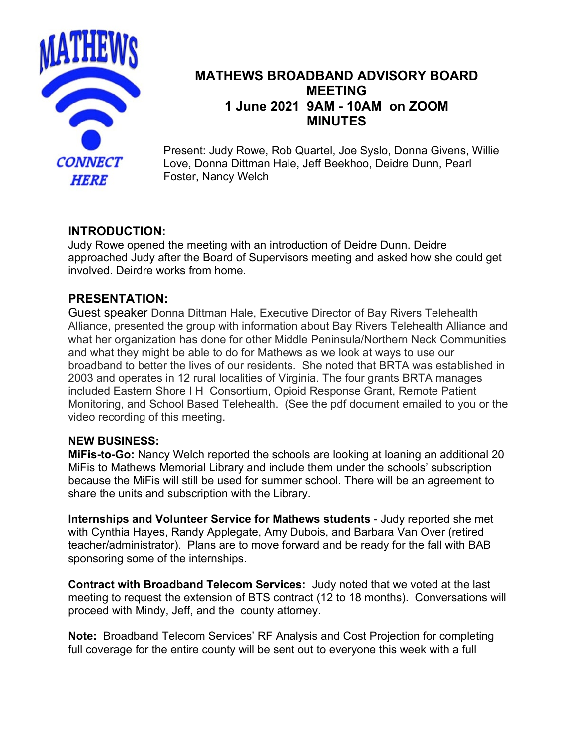# MATHEWS BROADBAND ADVISORY BOARD MEETING
## 1 June 2021 9AM - 10AM on ZOOM
## MINUTES

Present: Judy Rowe, Rob Quartel, Joe Syslo, Donna Givens, Willie Love, Donna Dittman Hale, Jeff Beekhoo, Deidre Dunn, Pearl Foster, Nancy Welch

## INTRODUCTION:

Judy Rowe opened the meeting with an introduction of Deidre Dunn. Deidre approached Judy after the Board of Supervisors meeting and asked how she could get involved. Deirdre works from home.

## PRESENTATION:

Guest speaker Donna Dittman Hale, Executive Director of Bay Rivers Telehealth Alliance, presented the group with information about Bay Rivers Telehealth Alliance and what her organization has done for other Middle Peninsula/Northern Neck Communities and what they might be able to do for Mathews as we look at ways to use our broadband to better the lives of our residents. She noted that BRTA was established in 2003 and operates in 12 rural localities of Virginia. The four grants BRTA manages included Eastern Shore I H Consortium, Opioid Response Grant, Remote Patient Monitoring, and School Based Telehealth. (See the pdf document emailed to you or the video recording of this meeting.

### NEW BUSINESS:

**MiFis-to-Go:** Nancy Welch reported the schools are looking at loaning an additional 20 MiFis to Mathews Memorial Library and include them under the schools' subscription because the MiFis will still be used for summer school. There will be an agreement to share the units and subscription with the Library.

**Internships and Volunteer Service for Mathews students** - Judy reported she met with Cynthia Hayes, Randy Applegate, Amy Dubois, and Barbara Van Over (retired teacher/administrator). Plans are to move forward and be ready for the fall with BAB sponsoring some of the internships.

**Contract with Broadband Telecom Services:** Judy noted that we voted at the last meeting to request the extension of BTS contract (12 to 18 months). Conversations will proceed with Mindy, Jeff, and the county attorney.

**Note:** Broadband Telecom Services' RF Analysis and Cost Projection for completing full coverage for the entire county will be sent out to everyone this week with a full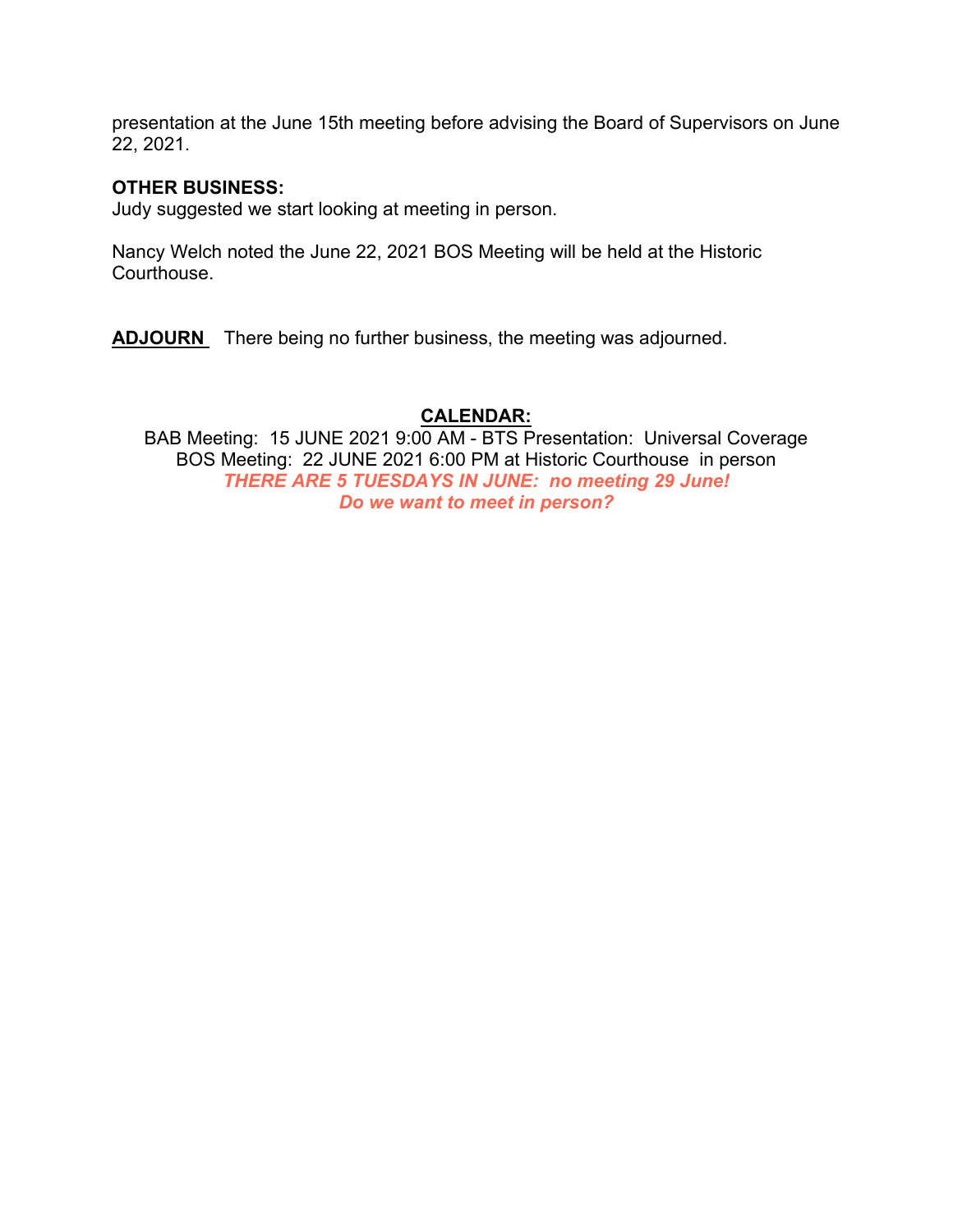presentation at the June 15th meeting before advising the Board of Supervisors on June 22, 2021.

**OTHER BUSINESS:**
Judy suggested we start looking at meeting in person.

Nancy Welch noted the June 22, 2021 BOS Meeting will be held at the Historic Courthouse.

**ADJOURN** There being no further business, the meeting was adjourned.

**CALENDAR:**

BAB Meeting: 15 JUNE 2021 9:00 AM - BTS Presentation: Universal Coverage
BOS Meeting: 22 JUNE 2021 6:00 PM at Historic Courthouse in person
***THERE ARE 5 TUESDAYS IN JUNE: no meeting 29 June!***
***Do we want to meet in person?***